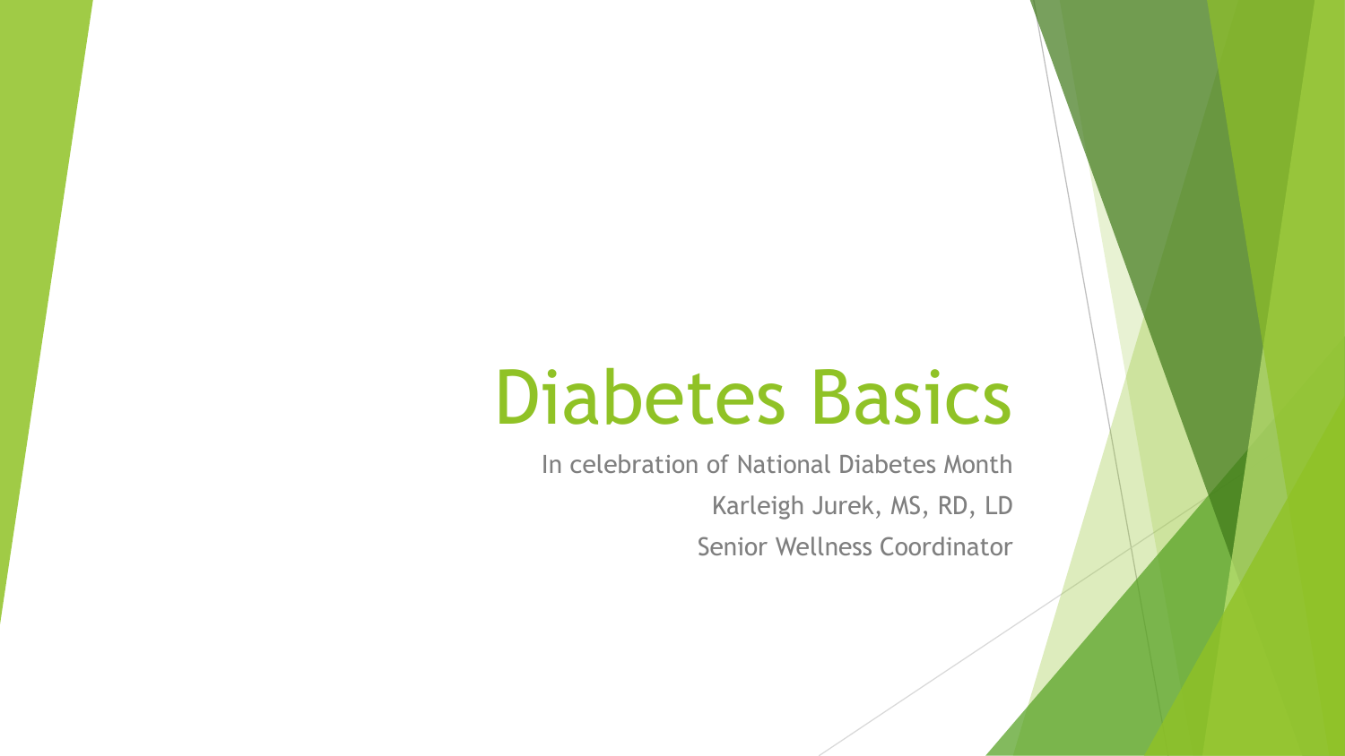# Diabetes Basics

In celebration of National Diabetes Month

Karleigh Jurek, MS, RD, LD

Senior Wellness Coordinator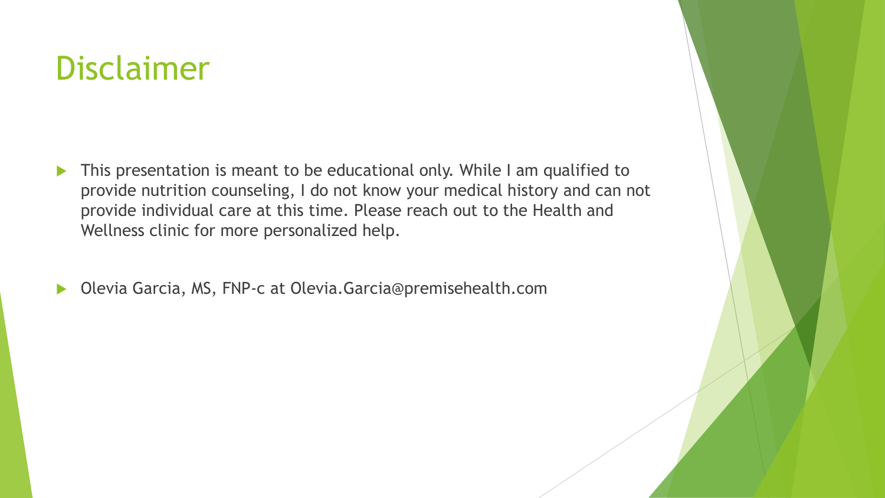# Disclaimer

- This presentation is meant to be educational only. While I am qualified to provide nutrition counseling, I do not know your medical history and can not provide individual care at this time. Please reach out to the Health and Wellness clinic for more personalized help.
- Olevia Garcia, MS, FNP-c at Olevia.Garcia@premisehealth.com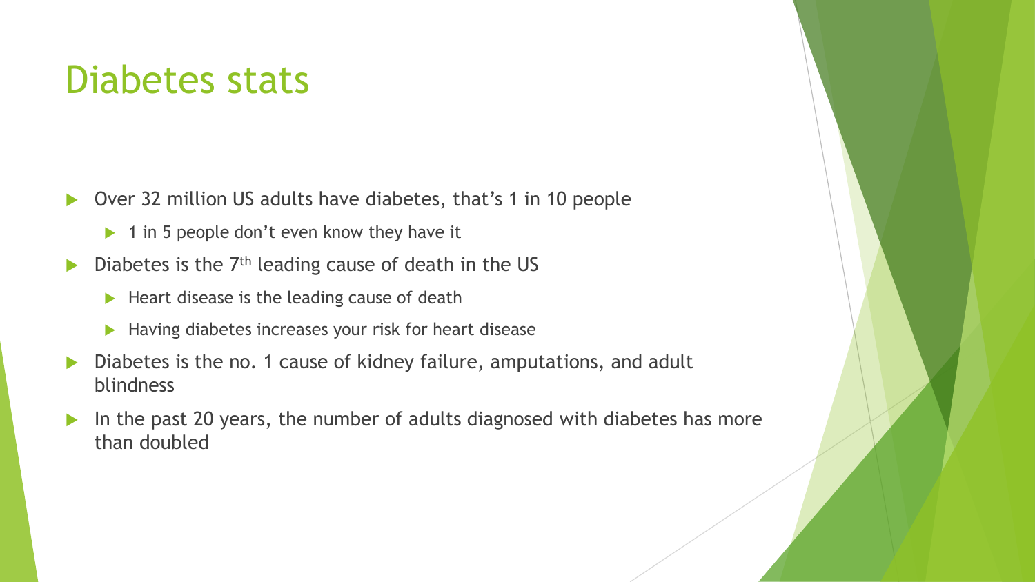# Diabetes stats

- Over 32 million US adults have diabetes, that's 1 in 10 people
  - 1 in 5 people don't even know they have it
- Diabetes is the 7$^{th}$ leading cause of death in the US
  - Heart disease is the leading cause of death
  - Having diabetes increases your risk for heart disease
- Diabetes is the no. 1 cause of kidney failure, amputations, and adult blindness
- In the past 20 years, the number of adults diagnosed with diabetes has more than doubled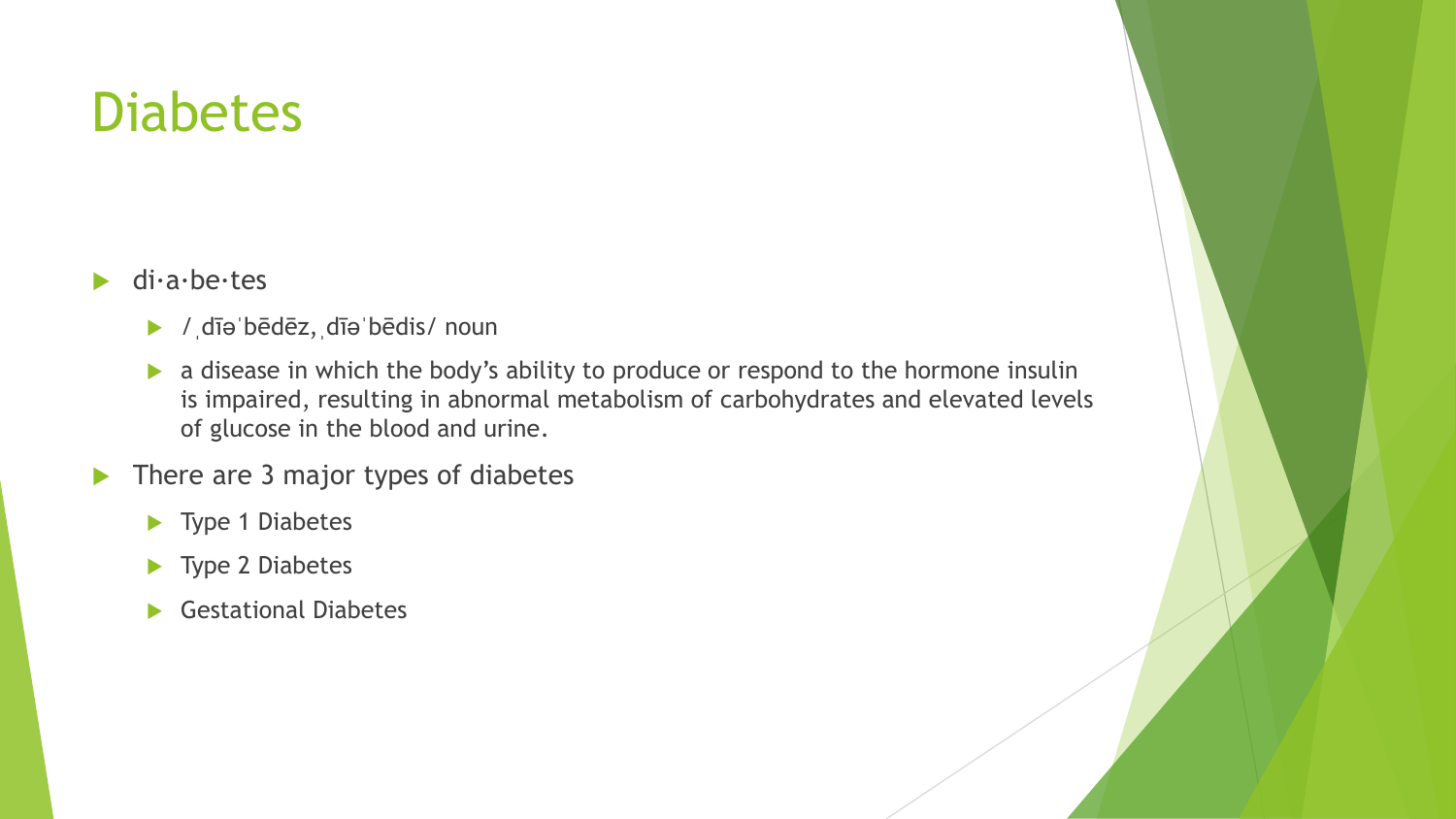# Diabetes

- di·a·be·tes
  - /ˌdīəˈbēdēz,ˌdīəˈbēdis/ noun
  - a disease in which the body's ability to produce or respond to the hormone insulin is impaired, resulting in abnormal metabolism of carbohydrates and elevated levels of glucose in the blood and urine.
- There are 3 major types of diabetes
  - Type 1 Diabetes
  - Type 2 Diabetes
  - Gestational Diabetes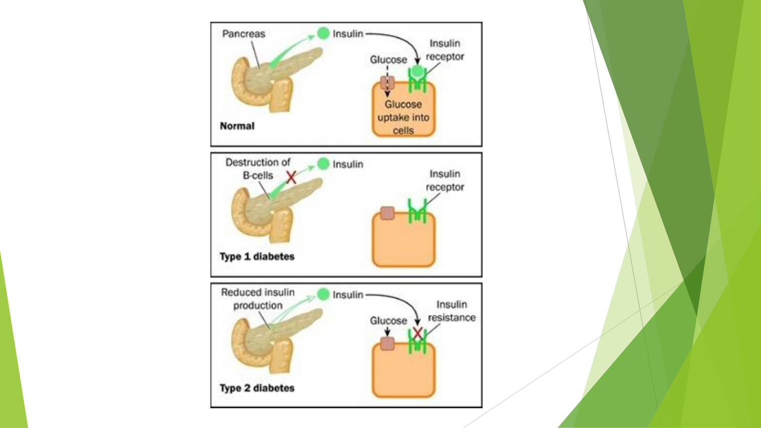Pancreas

Insulin

Insulin receptor

Glucose

Glucose uptake into cells

**Normal**

Destruction of B-cells

Insulin

Insulin receptor

**Type 1 diabetes**

Reduced insulin production

Insulin

Glucose

Insulin resistance

**Type 2 diabetes**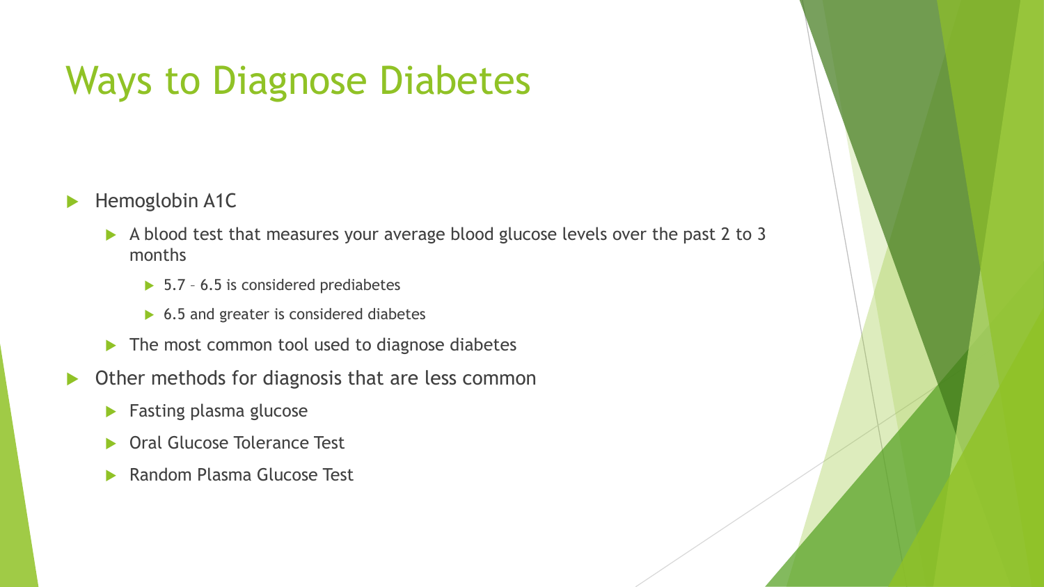# Ways to Diagnose Diabetes

- Hemoglobin A1C
  - A blood test that measures your average blood glucose levels over the past 2 to 3 months
    - 5.7 – 6.5 is considered prediabetes
    - 6.5 and greater is considered diabetes
  - The most common tool used to diagnose diabetes
- Other methods for diagnosis that are less common
  - Fasting plasma glucose
  - Oral Glucose Tolerance Test
  - Random Plasma Glucose Test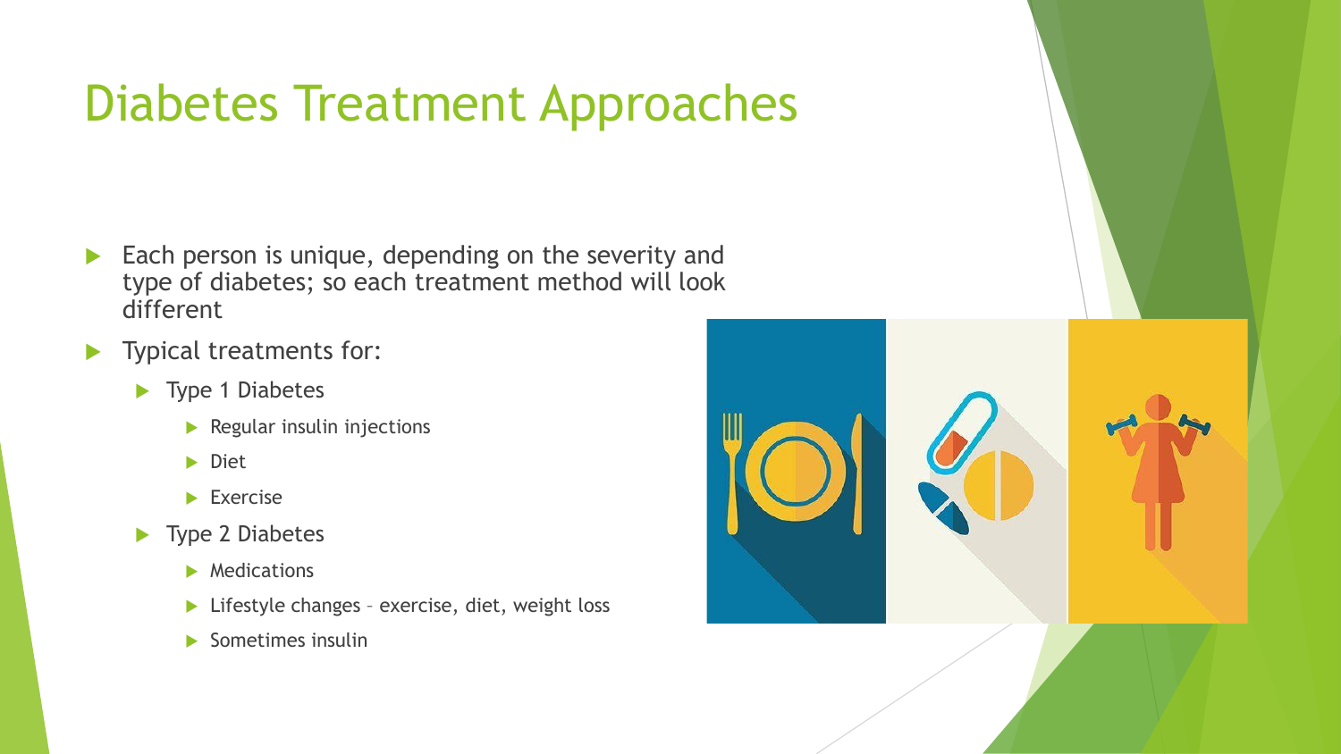# Diabetes Treatment Approaches

- Each person is unique, depending on the severity and type of diabetes; so each treatment method will look different
- Typical treatments for:
  - Type 1 Diabetes
    - Regular insulin injections
    - Diet
    - Exercise
  - Type 2 Diabetes
    - Medications
    - Lifestyle changes – exercise, diet, weight loss
    - Sometimes insulin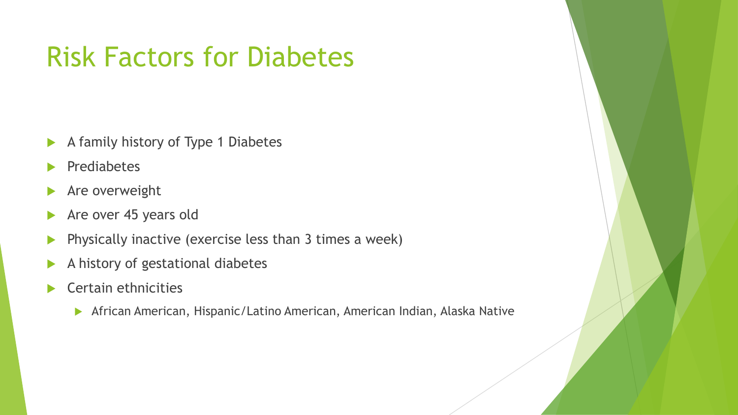# Risk Factors for Diabetes

- A family history of Type 1 Diabetes
- Prediabetes
- Are overweight
- Are over 45 years old
- Physically inactive (exercise less than 3 times a week)
- A history of gestational diabetes
- Certain ethnicities
  - African American, Hispanic/Latino American, American Indian, Alaska Native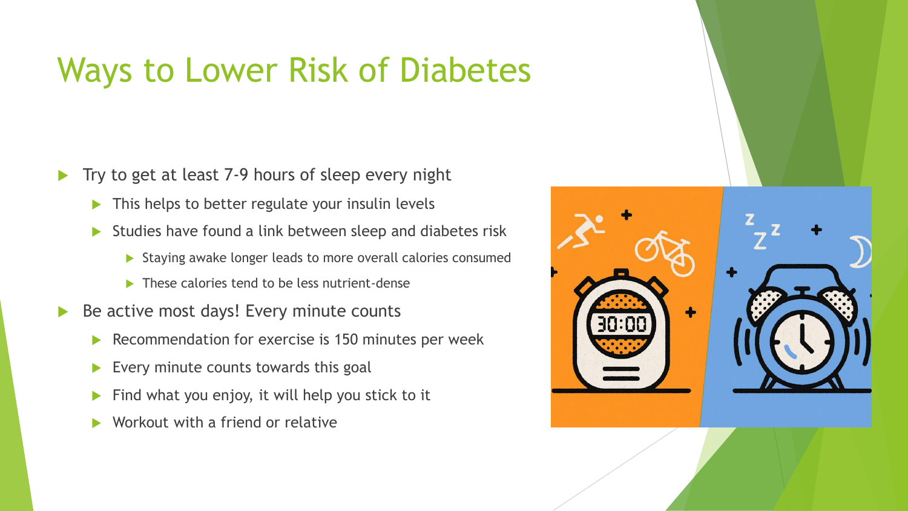# Ways to Lower Risk of Diabetes

- Try to get at least 7-9 hours of sleep every night
  - This helps to better regulate your insulin levels
  - Studies have found a link between sleep and diabetes risk
    - Staying awake longer leads to more overall calories consumed
    - These calories tend to be less nutrient-dense
- Be active most days! Every minute counts
  - Recommendation for exercise is 150 minutes per week
  - Every minute counts towards this goal
  - Find what you enjoy, it will help you stick to it
  - Workout with a friend or relative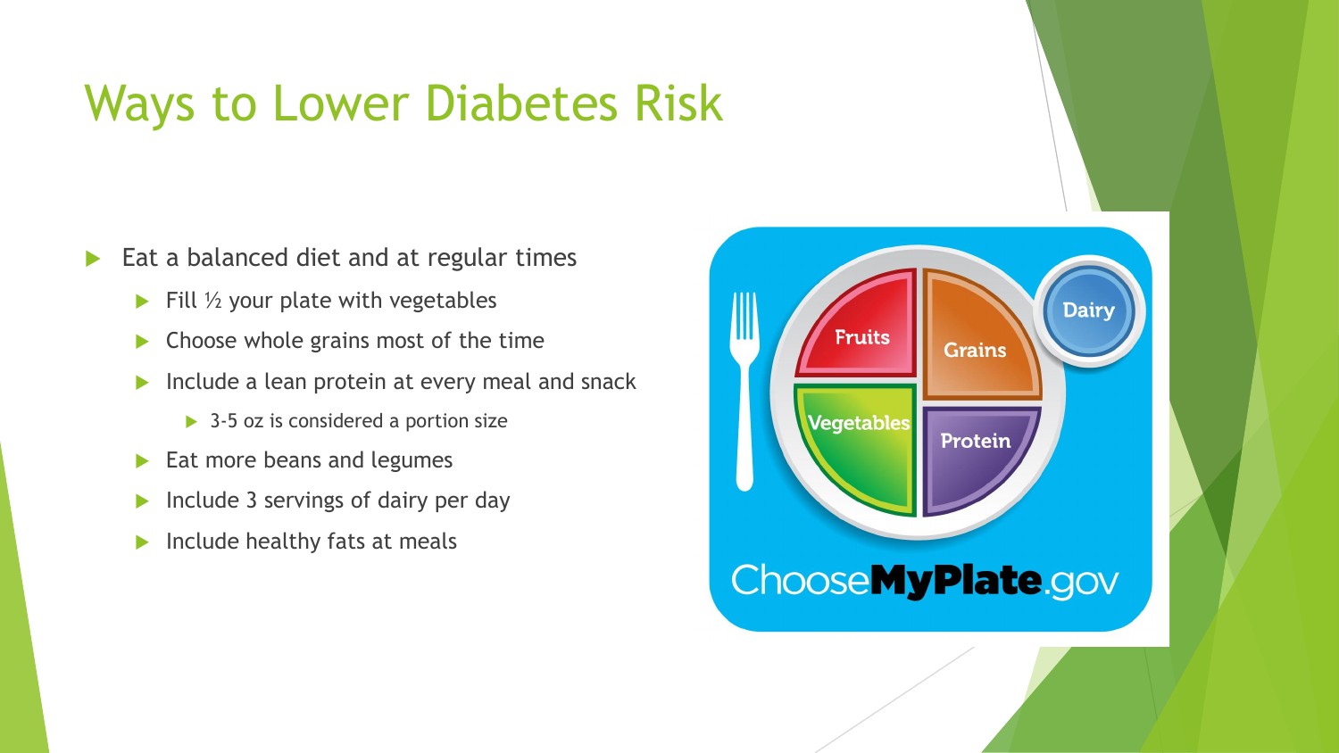# Ways to Lower Diabetes Risk

- Eat a balanced diet and at regular times
  - Fill ½ your plate with vegetables
  - Choose whole grains most of the time
  - Include a lean protein at every meal and snack
    - 3-5 oz is considered a portion size
  - Eat more beans and legumes
  - Include 3 servings of dairy per day
  - Include healthy fats at meals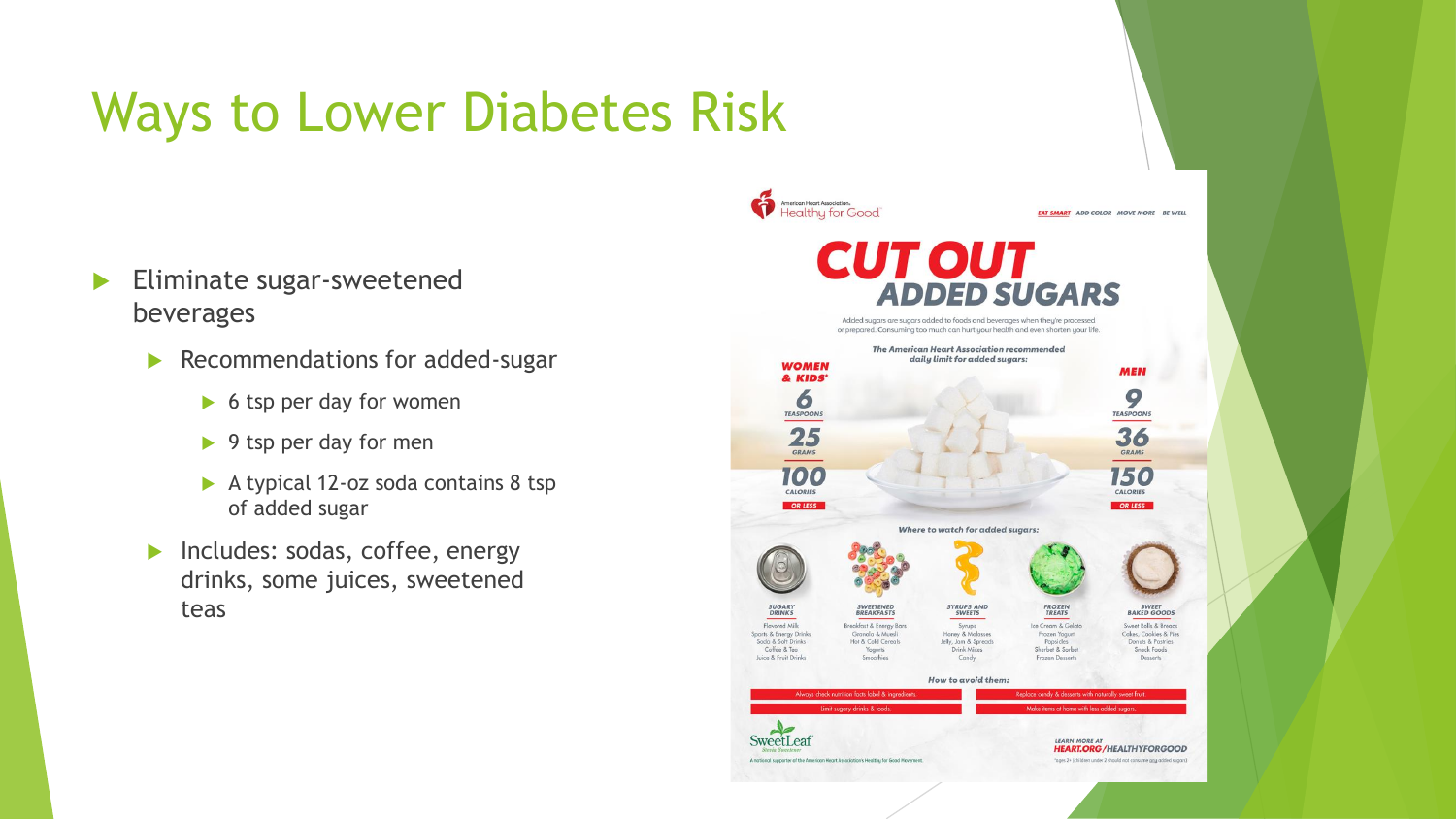# Ways to Lower Diabetes Risk

- Eliminate sugar-sweetened beverages
  - Recommendations for added-sugar
    - 6 tsp per day for women
    - 9 tsp per day for men
    - A typical 12-oz soda contains 8 tsp of added sugar
  - Includes: sodas, coffee, energy drinks, some juices, sweetened teas

American Heart Association. Healthy for Good

EAT SMART ADD COLOR MOVE MORE BE WELL

## CUT OUT ADDED SUGARS

Added sugars are sugars added to foods and beverages when they're processed or prepared. Consuming too much can hurt your health and even shorten your life.

*The American Heart Association recommended daily limit for added sugars:*

| WOMEN & KIDS* | MEN |
|---|---|
| 6 TEASPOONS | 9 TEASPOONS |
| 25 GRAMS | 36 GRAMS |
| 100 CALORIES | 150 CALORIES |
| OR LESS | OR LESS |

*Where to watch for added sugars:*

- **SUGARY DRINKS**: Flavored Milk, Sports & Energy Drinks, Soda & Soft Drinks, Coffee & Tea, Juice & Fruit Drinks
- **SWEETENED BREAKFASTS**: Breakfast & Energy Bars, Granola & Muesli, Hot & Cold Cereals, Yogurts, Smoothies
- **SYRUPS AND SWEETS**: Syrups, Honey & Molasses, Jelly, Jam & Spreads, Drink Mixes, Candy
- **FROZEN TREATS**: Ice Cream & Gelato, Frozen Yogurt, Popsicles, Sherbet & Sorbet, Frozen Desserts
- **SWEET BAKED GOODS**: Sweet Rolls & Breads, Cakes, Cookies & Pies, Donuts & Pastries, Snack Foods, Desserts

*How to avoid them:*

- Always check nutrition facts label & ingredients.
- Replace candy & desserts with naturally sweet fruit.
- Limit sugary drinks & foods.
- Make items at home with less added sugars.

SweetLeaf Stevia Sweetener

A national supporter of the American Heart Association's Healthy for Good Movement.

LEARN MORE AT HEART.ORG/HEALTHYFORGOOD

*ages 2+ (children under 2 should not consume any added sugars)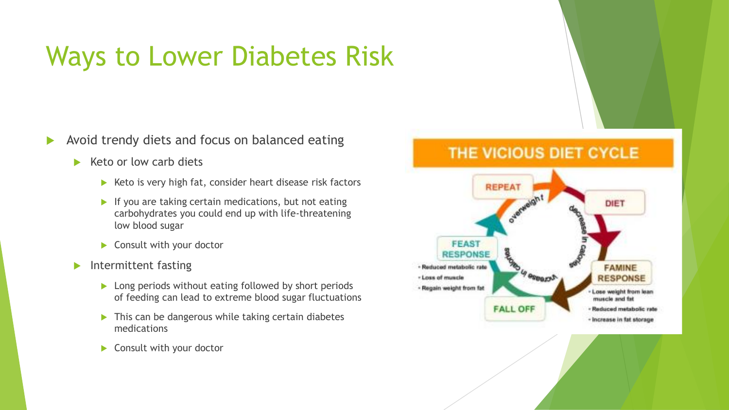# Ways to Lower Diabetes Risk

- Avoid trendy diets and focus on balanced eating
  - Keto or low carb diets
    - Keto is very high fat, consider heart disease risk factors
    - If you are taking certain medications, but not eating carbohydrates you could end up with life-threatening low blood sugar
    - Consult with your doctor
  - Intermittent fasting
    - Long periods without eating followed by short periods of feeding can lead to extreme blood sugar fluctuations
    - This can be dangerous while taking certain diabetes medications
    - Consult with your doctor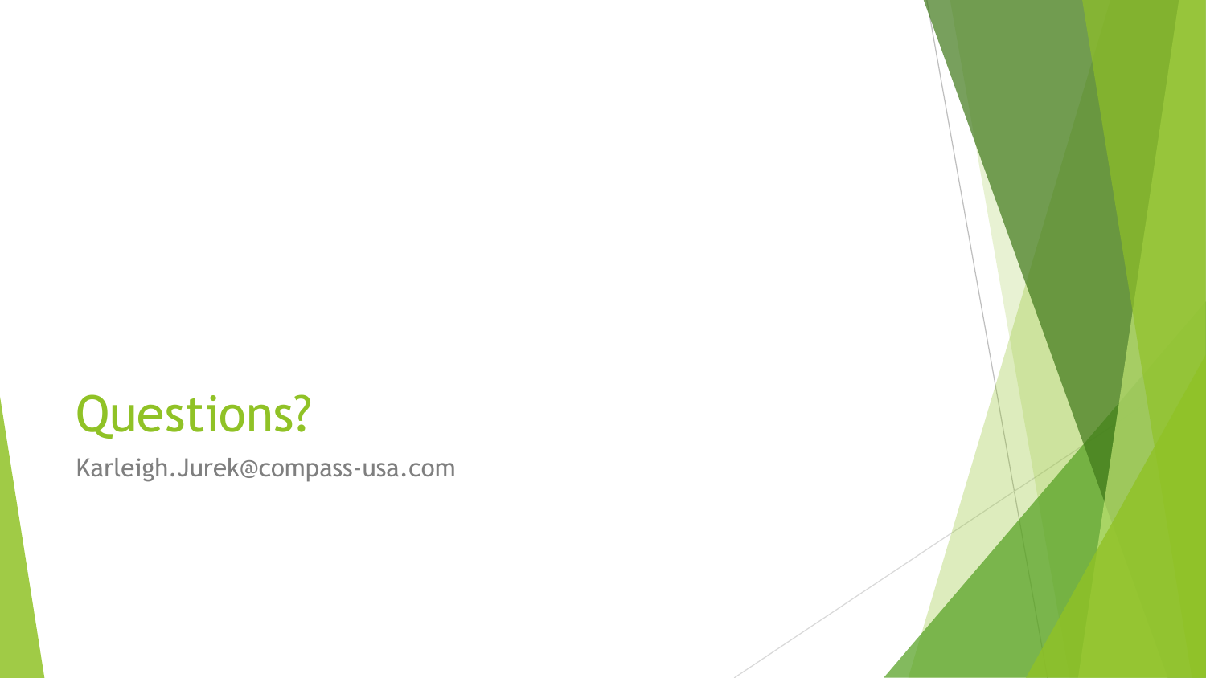# Questions?

Karleigh.Jurek@compass-usa.com